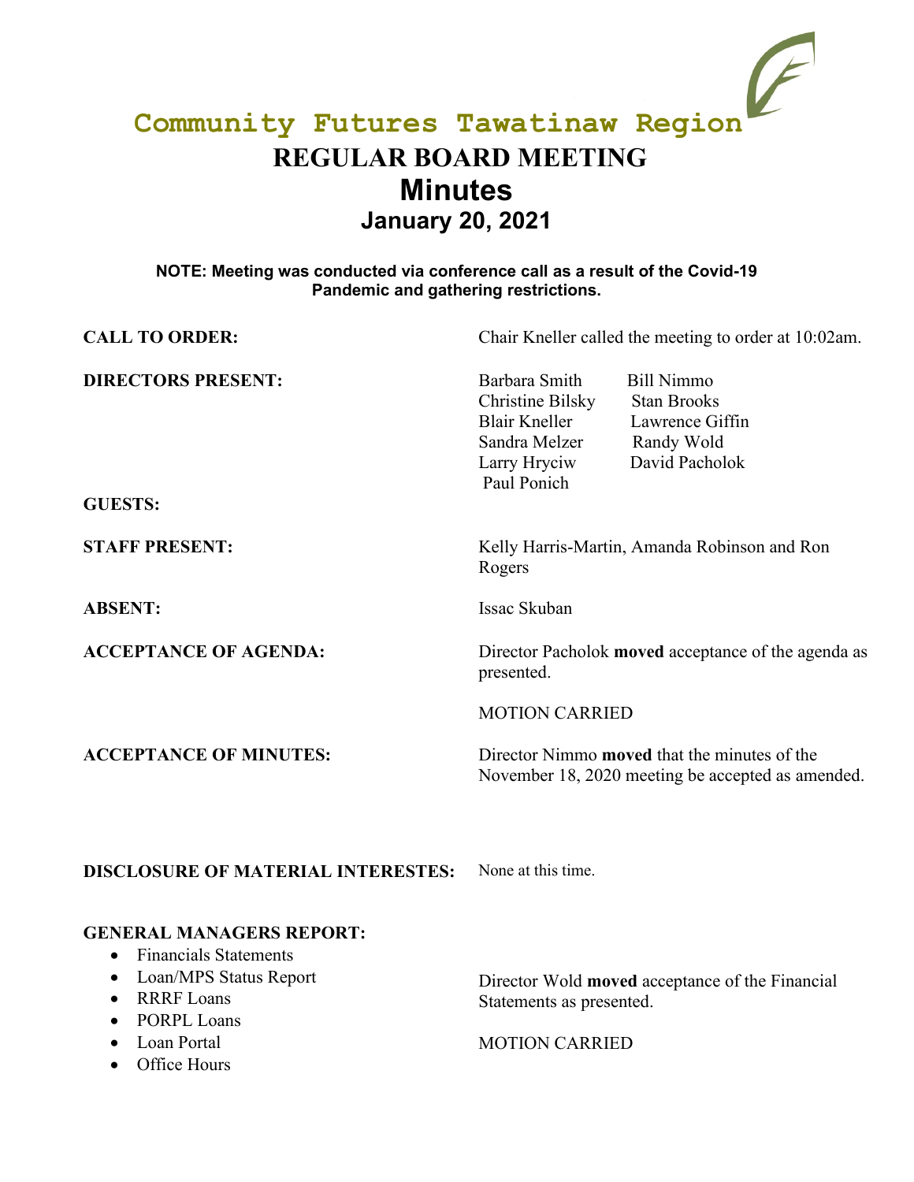# Community Futures Tawatinaw Region

## REGULAR BOARD MEETING

## Minutes

### January 20, 2021

**NOTE: Meeting was conducted via conference call as a result of the Covid-19 Pandemic and gathering restrictions.**

**CALL TO ORDER:** Chair Kneller called the meeting to order at 10:02am.

**DIRECTORS PRESENT:**

| | |
|---|---|
| Barbara Smith | Bill Nimmo |
| Christine Bilsky | Stan Brooks |
| Blair Kneller | Lawrence Giffin |
| Sandra Melzer | Randy Wold |
| Larry Hryciw | David Pacholok |
| Paul Ponich | |

**GUESTS:**

**STAFF PRESENT:** Kelly Harris-Martin, Amanda Robinson and Ron Rogers

**ABSENT:** Issac Skuban

**ACCEPTANCE OF AGENDA:** Director Pacholok **moved** acceptance of the agenda as presented.

MOTION CARRIED

**ACCEPTANCE OF MINUTES:** Director Nimmo **moved** that the minutes of the November 18, 2020 meeting be accepted as amended.

**DISCLOSURE OF MATERIAL INTERESTES:** None at this time.

**GENERAL MANAGERS REPORT:**

- Financials Statements
- Loan/MPS Status Report
- RRRF Loans
- PORPL Loans
- Loan Portal
- Office Hours

Director Wold **moved** acceptance of the Financial Statements as presented.

MOTION CARRIED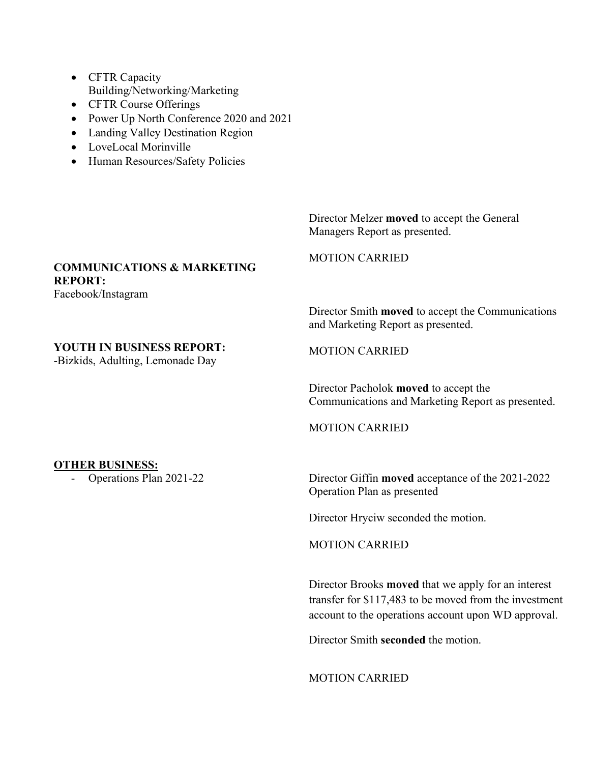- CFTR Capacity Building/Networking/Marketing
- CFTR Course Offerings
- Power Up North Conference 2020 and 2021
- Landing Valley Destination Region
- LoveLocal Morinville
- Human Resources/Safety Policies

Director Melzer **moved** to accept the General Managers Report as presented.

MOTION CARRIED

**COMMUNICATIONS & MARKETING REPORT:**
Facebook/Instagram

Director Smith **moved** to accept the Communications and Marketing Report as presented.

MOTION CARRIED

**YOUTH IN BUSINESS REPORT:**
-Bizkids, Adulting, Lemonade Day

Director Pacholok **moved** to accept the Communications and Marketing Report as presented.

MOTION CARRIED

**<u>OTHER BUSINESS:</u>**

- Operations Plan 2021-22

Director Giffin **moved** acceptance of the 2021-2022 Operation Plan as presented

Director Hryciw seconded the motion.

MOTION CARRIED

Director Brooks **moved** that we apply for an interest transfer for $117,483 to be moved from the investment account to the operations account upon WD approval.

Director Smith **seconded** the motion.

MOTION CARRIED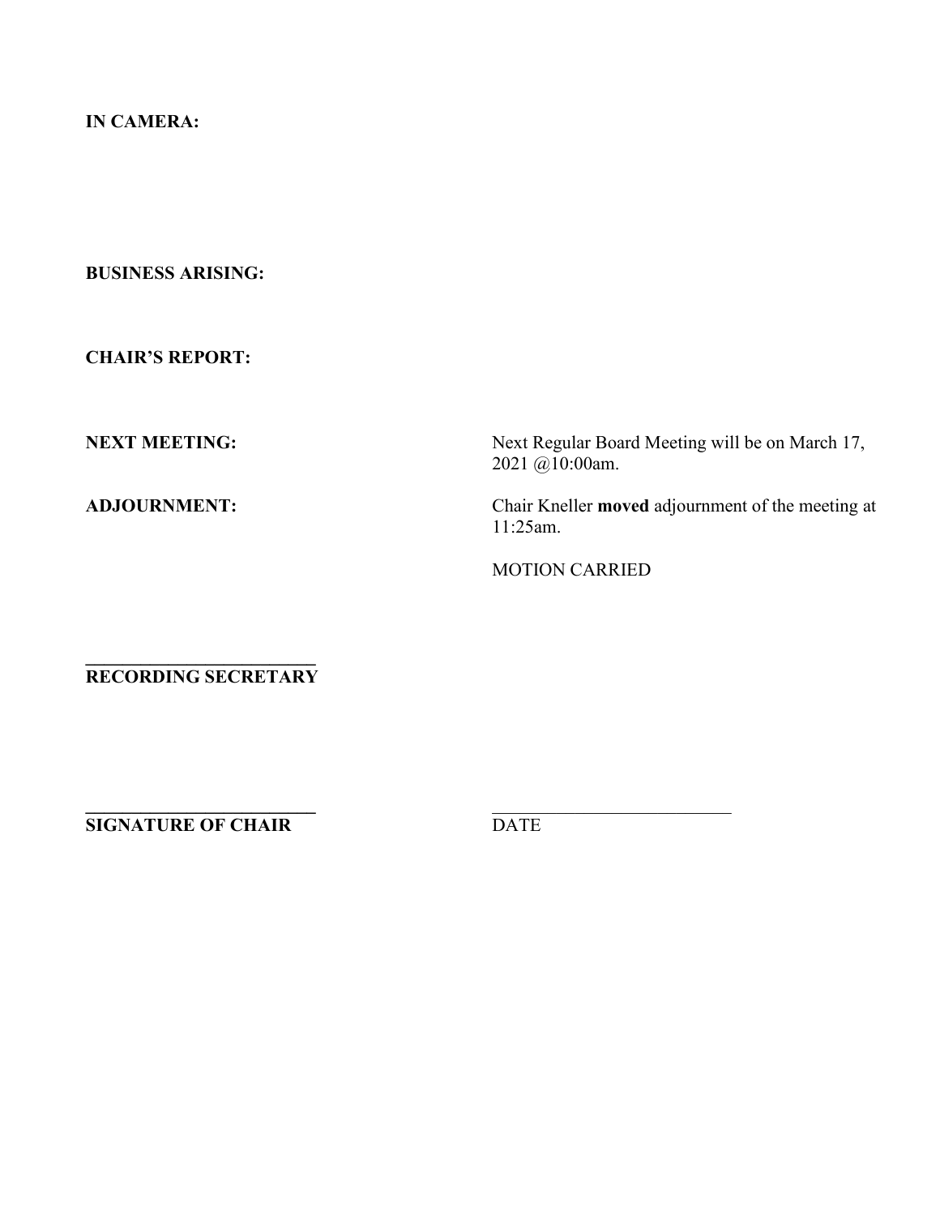**IN CAMERA:**

**BUSINESS ARISING:**

**CHAIR'S REPORT:**

**NEXT MEETING:** Next Regular Board Meeting will be on March 17, 2021 @10:00am.

**ADJOURNMENT:** Chair Kneller **moved** adjournment of the meeting at 11:25am.

MOTION CARRIED

\_\_\_\_\_\_\_\_\_\_\_\_\_\_\_\_\_\_\_\_\_\_\_\_\_\_

**RECORDING SECRETARY**

\_\_\_\_\_\_\_\_\_\_\_\_\_\_\_\_\_\_\_\_\_\_\_\_\_\_ \_\_\_\_\_\_\_\_\_\_\_\_\_\_\_\_\_\_\_\_\_\_\_\_\_\_

**SIGNATURE OF CHAIR** DATE